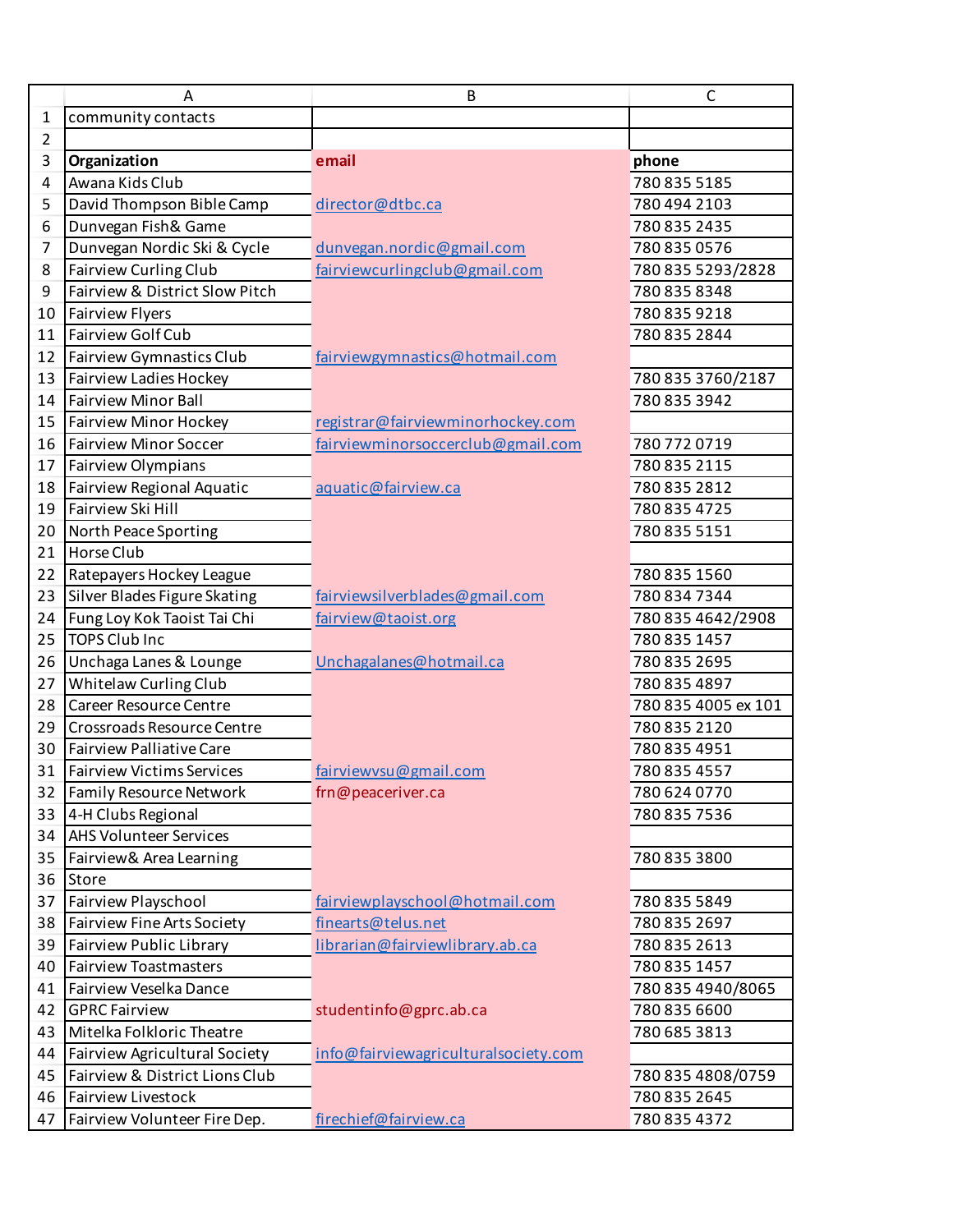community contacts

| Organization | email | phone |
|---|---|---|
| Awana Kids Club | | 780 835 5185 |
| David Thompson Bible Camp | director@dtbc.ca | 780 494 2103 |
| Dunvegan Fish& Game | | 780 835 2435 |
| Dunvegan Nordic Ski & Cycle | dunvegan.nordic@gmail.com | 780 835 0576 |
| Fairview Curling Club | fairviewcurlingclub@gmail.com | 780 835 5293/2828 |
| Fairview & District Slow Pitch | | 780 835 8348 |
| Fairview Flyers | | 780 835 9218 |
| Fairview Golf Cub | | 780 835 2844 |
| Fairview Gymnastics Club | fairviewgymnastics@hotmail.com | |
| Fairview Ladies Hockey | | 780 835 3760/2187 |
| Fairview Minor Ball | | 780 835 3942 |
| Fairview Minor Hockey | registrar@fairviewminorhockey.com | |
| Fairview Minor Soccer | fairviewminorsoccerclub@gmail.com | 780 772 0719 |
| Fairview Olympians | | 780 835 2115 |
| Fairview Regional Aquatic | aquatic@fairview.ca | 780 835 2812 |
| Fairview Ski Hill | | 780 835 4725 |
| North Peace Sporting | | 780 835 5151 |
| Horse Club | | |
| Ratepayers Hockey League | | 780 835 1560 |
| Silver Blades Figure Skating | fairviewsilverblades@gmail.com | 780 834 7344 |
| Fung Loy Kok Taoist Tai Chi | fairview@taoist.org | 780 835 4642/2908 |
| TOPS Club Inc | | 780 835 1457 |
| Unchaga Lanes & Lounge | Unchagalanes@hotmail.ca | 780 835 2695 |
| Whitelaw Curling Club | | 780 835 4897 |
| Career Resource Centre | | 780 835 4005 ex 101 |
| Crossroads Resource Centre | | 780 835 2120 |
| Fairview Palliative Care | | 780 835 4951 |
| Fairview Victims Services | fairviewvsu@gmail.com | 780 835 4557 |
| Family Resource Network | frn@peaceriver.ca | 780 624 0770 |
| 4-H Clubs Regional | | 780 835 7536 |
| AHS Volunteer Services | | |
| Fairview& Area Learning | | 780 835 3800 |
| Store | | |
| Fairview Playschool | fairviewplayschool@hotmail.com | 780 835 5849 |
| Fairview Fine Arts Society | finearts@telus.net | 780 835 2697 |
| Fairview Public Library | librarian@fairviewlibrary.ab.ca | 780 835 2613 |
| Fairview Toastmasters | | 780 835 1457 |
| Fairview Veselka Dance | | 780 835 4940/8065 |
| GPRC Fairview | studentinfo@gprc.ab.ca | 780 835 6600 |
| Mitelka Folkloric Theatre | | 780 685 3813 |
| Fairview Agricultural Society | info@fairviewagriculturalsociety.com | |
| Fairview & District Lions Club | | 780 835 4808/0759 |
| Fairview Livestock | | 780 835 2645 |
| Fairview Volunteer Fire Dep. | firechief@fairview.ca | 780 835 4372 |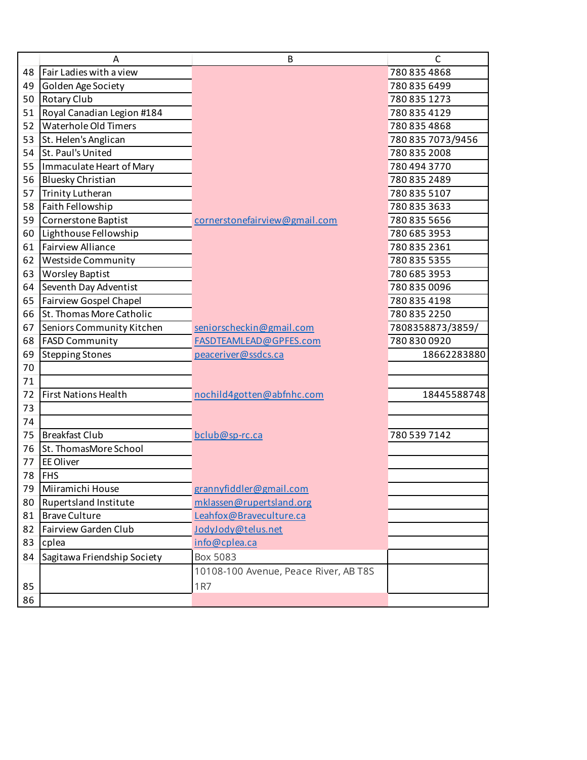| | A | B | C |
|---|---|---|---|
| 48 | Fair Ladies with a view | | 780 835 4868 |
| 49 | Golden Age Society | | 780 835 6499 |
| 50 | Rotary Club | | 780 835 1273 |
| 51 | Royal Canadian Legion #184 | | 780 835 4129 |
| 52 | Waterhole Old Timers | | 780 835 4868 |
| 53 | St. Helen's Anglican | | 780 835 7073/9456 |
| 54 | St. Paul's United | | 780 835 2008 |
| 55 | Immaculate Heart of Mary | | 780 494 3770 |
| 56 | Bluesky Christian | | 780 835 2489 |
| 57 | Trinity Lutheran | | 780 835 5107 |
| 58 | Faith Fellowship | | 780 835 3633 |
| 59 | Cornerstone Baptist | cornerstonefairview@gmail.com | 780 835 5656 |
| 60 | Lighthouse Fellowship | | 780 685 3953 |
| 61 | Fairview Alliance | | 780 835 2361 |
| 62 | Westside Community | | 780 835 5355 |
| 63 | Worsley Baptist | | 780 685 3953 |
| 64 | Seventh Day Adventist | | 780 835 0096 |
| 65 | Fairview Gospel Chapel | | 780 835 4198 |
| 66 | St. Thomas More Catholic | | 780 835 2250 |
| 67 | Seniors Community Kitchen | seniorscheckin@gmail.com | 7808358873/3859/ |
| 68 | FASD Community | FASDTEAMLEAD@GPFES.com | 780 830 0920 |
| 69 | Stepping Stones | peaceriver@ssdcs.ca | 18662283880 |
| 70 | | | |
| 71 | | | |
| 72 | First Nations Health | nochild4gotten@abfnhc.com | 18445588748 |
| 73 | | | |
| 74 | | | |
| 75 | Breakfast Club | bclub@sp-rc.ca | 780 539 7142 |
| 76 | St. ThomasMore School | | |
| 77 | EE Oliver | | |
| 78 | FHS | | |
| 79 | Miiramichi House | grannyfiddler@gmail.com | |
| 80 | Rupertsland Institute | mklassen@rupertsland.org | |
| 81 | Brave Culture | Leahfox@Braveculture.ca | |
| 82 | Fairview Garden Club | JodyJody@telus.net | |
| 83 | cplea | info@cplea.ca | |
| 84 | Sagitawa Friendship Society | Box 5083 | |
| 85 | | 10108-100 Avenue, Peace River, AB T8S 1R7 | |
| 86 | | | |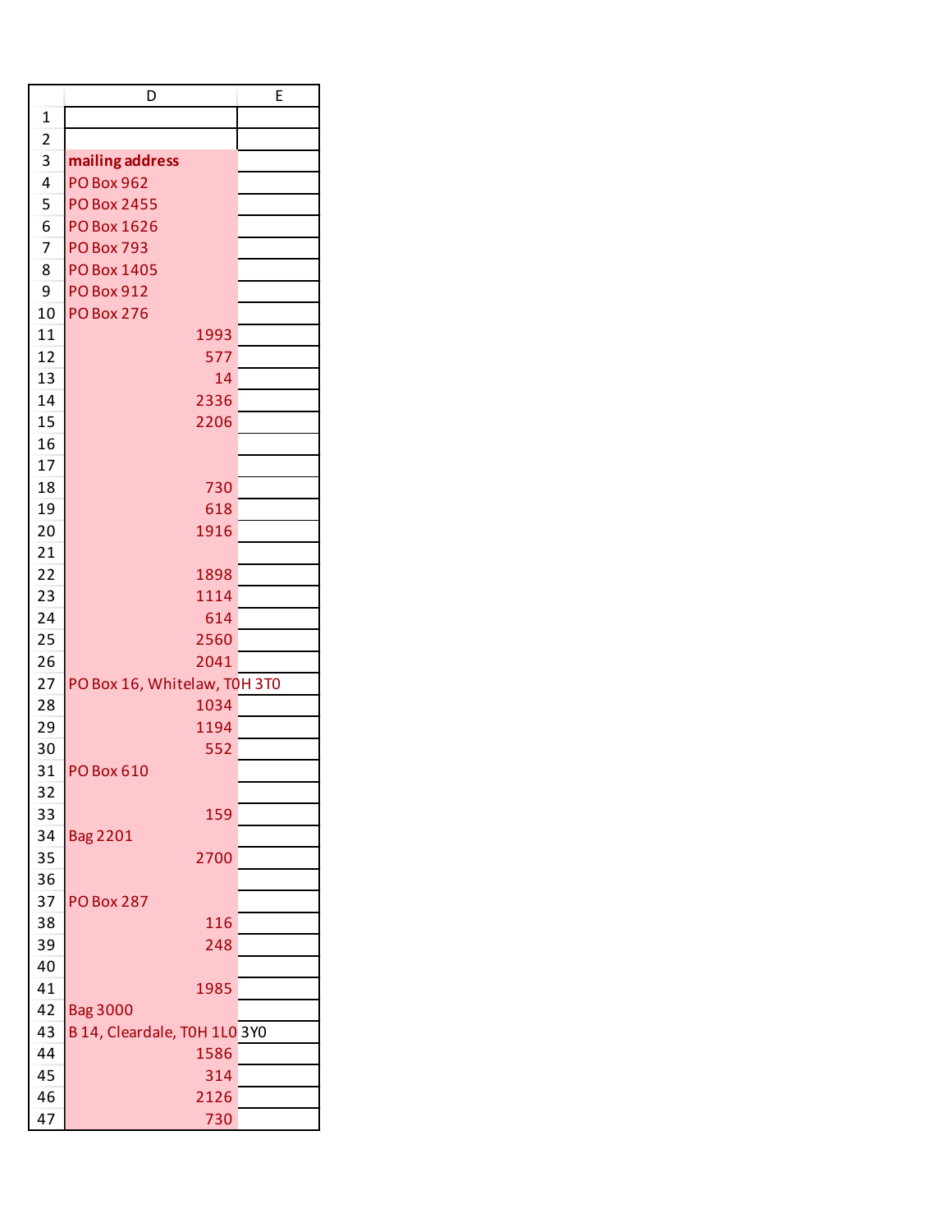| | D | E |
|---|---|---|
| 1 | | |
| 2 | | |
| 3 | **mailing address** | |
| 4 | PO Box 962 | |
| 5 | PO Box 2455 | |
| 6 | PO Box 1626 | |
| 7 | PO Box 793 | |
| 8 | PO Box 1405 | |
| 9 | PO Box 912 | |
| 10 | PO Box 276 | |
| 11 | 1993 | |
| 12 | 577 | |
| 13 | 14 | |
| 14 | 2336 | |
| 15 | 2206 | |
| 16 | | |
| 17 | | |
| 18 | 730 | |
| 19 | 618 | |
| 20 | 1916 | |
| 21 | | |
| 22 | 1898 | |
| 23 | 1114 | |
| 24 | 614 | |
| 25 | 2560 | |
| 26 | 2041 | |
| 27 | PO Box 16, Whitelaw, T0H 3T0 | |
| 28 | 1034 | |
| 29 | 1194 | |
| 30 | 552 | |
| 31 | PO Box 610 | |
| 32 | | |
| 33 | 159 | |
| 34 | Bag 2201 | |
| 35 | 2700 | |
| 36 | | |
| 37 | PO Box 287 | |
| 38 | 116 | |
| 39 | 248 | |
| 40 | | |
| 41 | 1985 | |
| 42 | Bag 3000 | |
| 43 | B 14, Cleardale, T0H 1L0 | 3Y0 |
| 44 | 1586 | |
| 45 | 314 | |
| 46 | 2126 | |
| 47 | 730 | |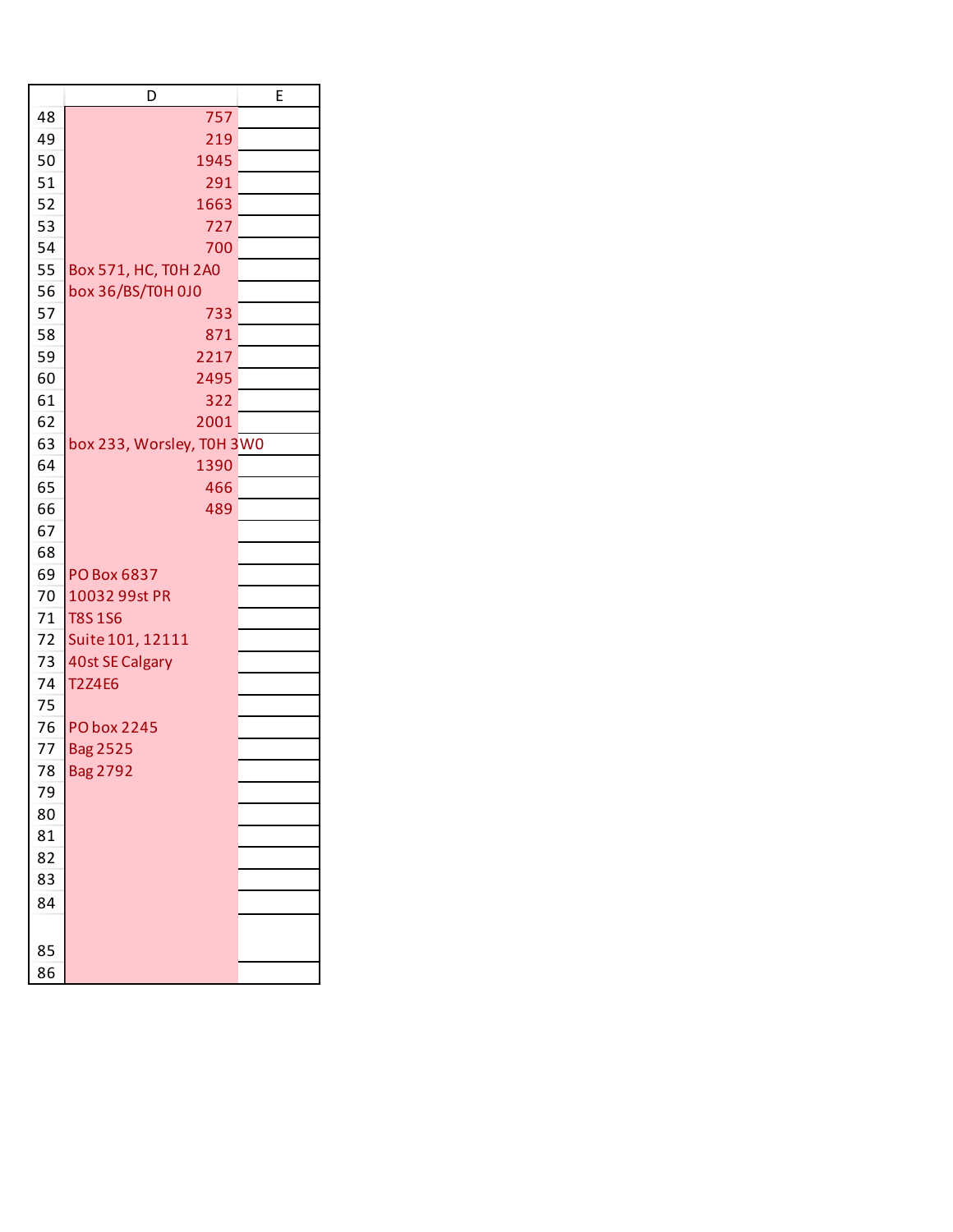| | D | E |
|---|---|---|
| 48 | 757 | |
| 49 | 219 | |
| 50 | 1945 | |
| 51 | 291 | |
| 52 | 1663 | |
| 53 | 727 | |
| 54 | 700 | |
| 55 | Box 571, HC, T0H 2A0 | |
| 56 | box 36/BS/T0H 0J0 | |
| 57 | 733 | |
| 58 | 871 | |
| 59 | 2217 | |
| 60 | 2495 | |
| 61 | 322 | |
| 62 | 2001 | |
| 63 | box 233, Worsley, T0H 3W0 | |
| 64 | 1390 | |
| 65 | 466 | |
| 66 | 489 | |
| 67 | | |
| 68 | | |
| 69 | PO Box 6837 | |
| 70 | 10032 99st PR | |
| 71 | T8S 1S6 | |
| 72 | Suite 101, 12111 | |
| 73 | 40st SE Calgary | |
| 74 | T2Z4E6 | |
| 75 | | |
| 76 | PO box 2245 | |
| 77 | Bag 2525 | |
| 78 | Bag 2792 | |
| 79 | | |
| 80 | | |
| 81 | | |
| 82 | | |
| 83 | | |
| 84 | | |
| 85 | | |
| 86 | | |